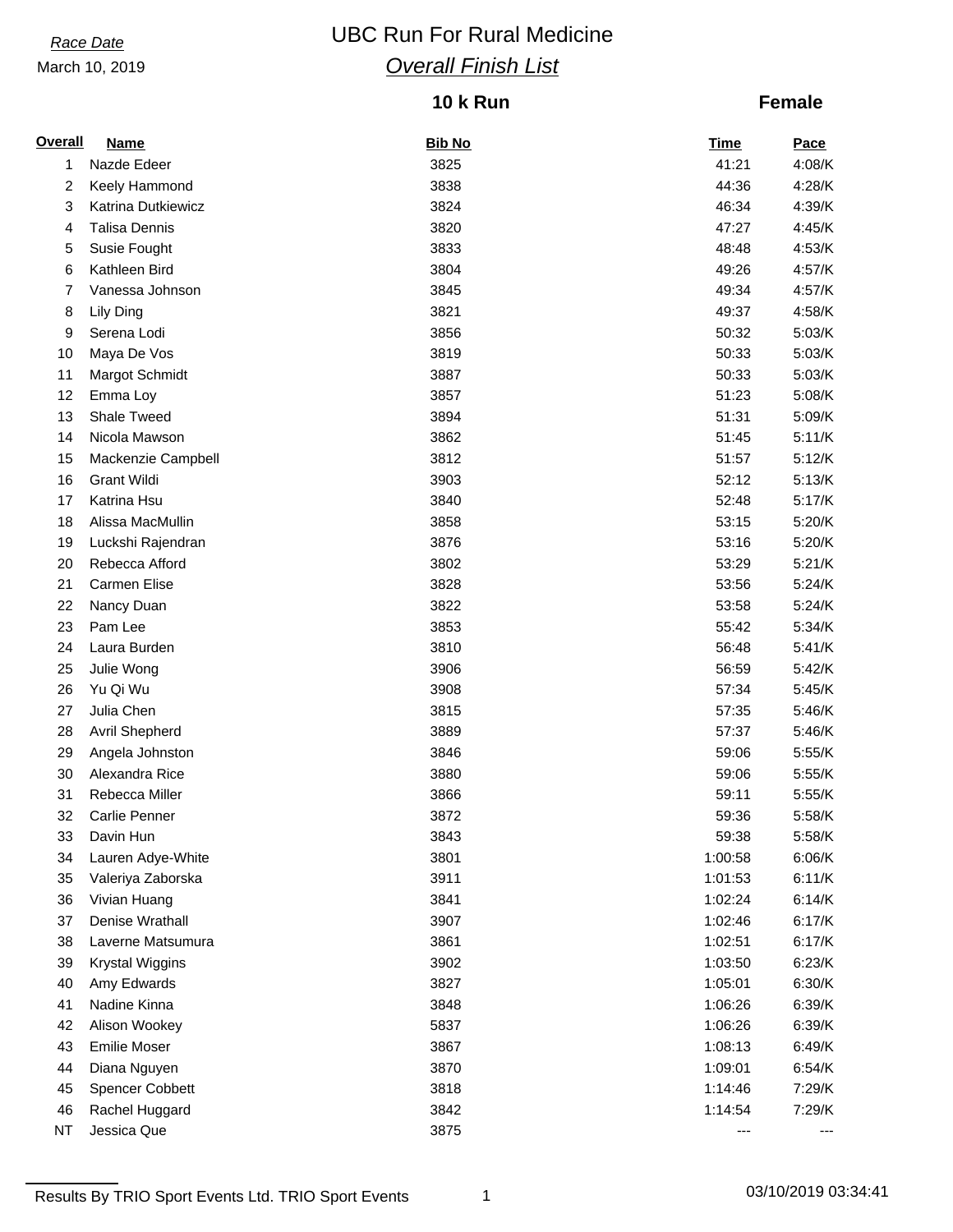*Race Date*

March 10, 2019

# UBC Run For Rural Medicine

## *Overall Finish List*

### 10 k Run — Female

| Overall | Name | Bib No | Time | Pace |
|---|---|---|---|---|
| 1 | Nazde Edeer | 3825 | 41:21 | 4:08/K |
| 2 | Keely Hammond | 3838 | 44:36 | 4:28/K |
| 3 | Katrina Dutkiewicz | 3824 | 46:34 | 4:39/K |
| 4 | Talisa Dennis | 3820 | 47:27 | 4:45/K |
| 5 | Susie Fought | 3833 | 48:48 | 4:53/K |
| 6 | Kathleen Bird | 3804 | 49:26 | 4:57/K |
| 7 | Vanessa Johnson | 3845 | 49:34 | 4:57/K |
| 8 | Lily Ding | 3821 | 49:37 | 4:58/K |
| 9 | Serena Lodi | 3856 | 50:32 | 5:03/K |
| 10 | Maya De Vos | 3819 | 50:33 | 5:03/K |
| 11 | Margot Schmidt | 3887 | 50:33 | 5:03/K |
| 12 | Emma Loy | 3857 | 51:23 | 5:08/K |
| 13 | Shale Tweed | 3894 | 51:31 | 5:09/K |
| 14 | Nicola Mawson | 3862 | 51:45 | 5:11/K |
| 15 | Mackenzie Campbell | 3812 | 51:57 | 5:12/K |
| 16 | Grant Wildi | 3903 | 52:12 | 5:13/K |
| 17 | Katrina Hsu | 3840 | 52:48 | 5:17/K |
| 18 | Alissa MacMullin | 3858 | 53:15 | 5:20/K |
| 19 | Luckshi Rajendran | 3876 | 53:16 | 5:20/K |
| 20 | Rebecca Afford | 3802 | 53:29 | 5:21/K |
| 21 | Carmen Elise | 3828 | 53:56 | 5:24/K |
| 22 | Nancy Duan | 3822 | 53:58 | 5:24/K |
| 23 | Pam Lee | 3853 | 55:42 | 5:34/K |
| 24 | Laura Burden | 3810 | 56:48 | 5:41/K |
| 25 | Julie Wong | 3906 | 56:59 | 5:42/K |
| 26 | Yu Qi Wu | 3908 | 57:34 | 5:45/K |
| 27 | Julia Chen | 3815 | 57:35 | 5:46/K |
| 28 | Avril Shepherd | 3889 | 57:37 | 5:46/K |
| 29 | Angela Johnston | 3846 | 59:06 | 5:55/K |
| 30 | Alexandra Rice | 3880 | 59:06 | 5:55/K |
| 31 | Rebecca Miller | 3866 | 59:11 | 5:55/K |
| 32 | Carlie Penner | 3872 | 59:36 | 5:58/K |
| 33 | Davin Hun | 3843 | 59:38 | 5:58/K |
| 34 | Lauren Adye-White | 3801 | 1:00:58 | 6:06/K |
| 35 | Valeriya Zaborska | 3911 | 1:01:53 | 6:11/K |
| 36 | Vivian Huang | 3841 | 1:02:24 | 6:14/K |
| 37 | Denise Wrathall | 3907 | 1:02:46 | 6:17/K |
| 38 | Laverne Matsumura | 3861 | 1:02:51 | 6:17/K |
| 39 | Krystal Wiggins | 3902 | 1:03:50 | 6:23/K |
| 40 | Amy Edwards | 3827 | 1:05:01 | 6:30/K |
| 41 | Nadine Kinna | 3848 | 1:06:26 | 6:39/K |
| 42 | Alison Wookey | 5837 | 1:06:26 | 6:39/K |
| 43 | Emilie Moser | 3867 | 1:08:13 | 6:49/K |
| 44 | Diana Nguyen | 3870 | 1:09:01 | 6:54/K |
| 45 | Spencer Cobbett | 3818 | 1:14:46 | 7:29/K |
| 46 | Rachel Huggard | 3842 | 1:14:54 | 7:29/K |
| NT | Jessica Que | 3875 | --- | --- |

Results By TRIO Sport Events Ltd. TRIO Sport Events — 03/10/2019 03:34:41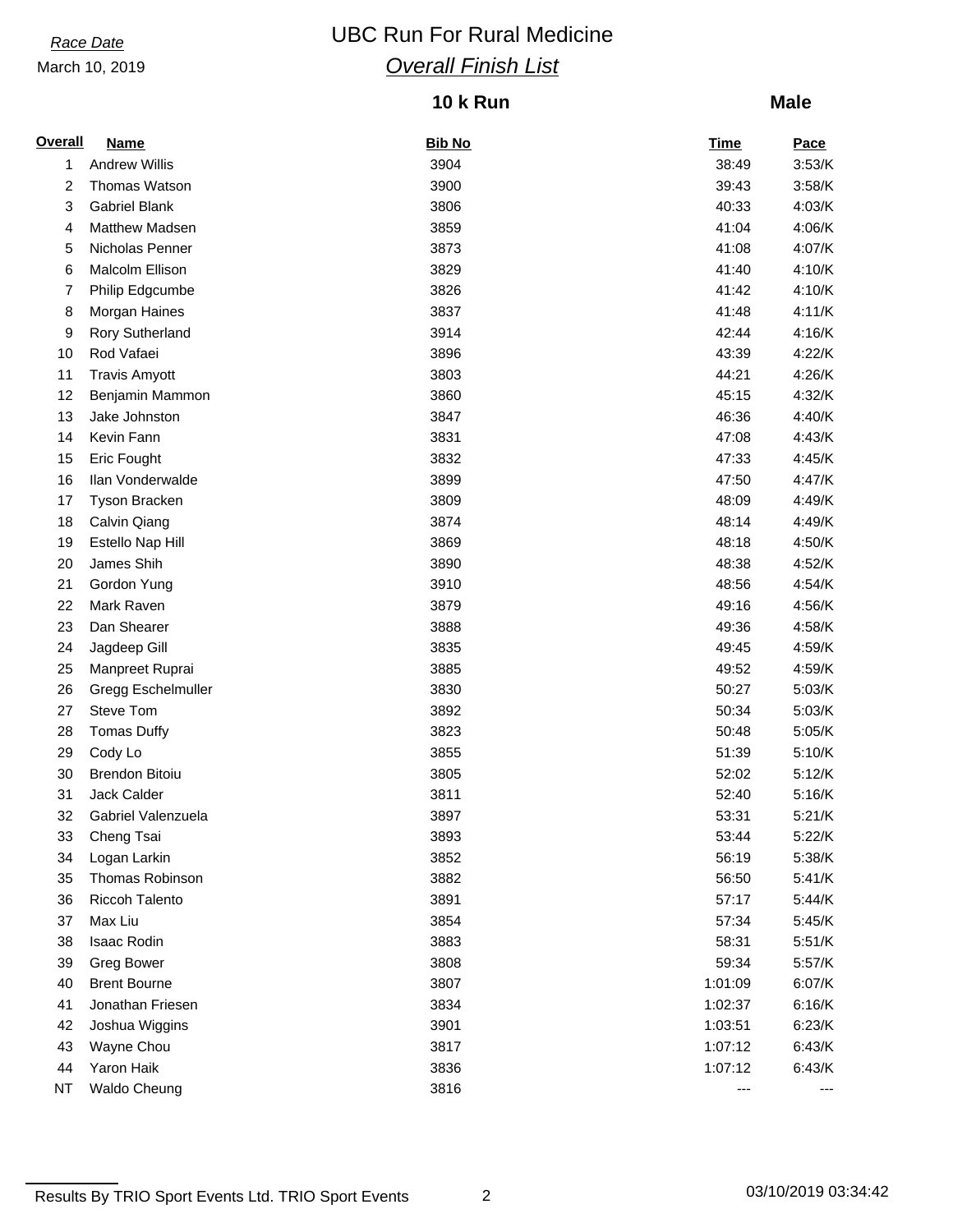*Race Date*

March 10, 2019

# UBC Run For Rural Medicine

## *Overall Finish List*

### 10 k Run — Male

| Overall | Name | Bib No | Time | Pace |
|---|---|---|---|---|
| 1 | Andrew Willis | 3904 | 38:49 | 3:53/K |
| 2 | Thomas Watson | 3900 | 39:43 | 3:58/K |
| 3 | Gabriel Blank | 3806 | 40:33 | 4:03/K |
| 4 | Matthew Madsen | 3859 | 41:04 | 4:06/K |
| 5 | Nicholas Penner | 3873 | 41:08 | 4:07/K |
| 6 | Malcolm Ellison | 3829 | 41:40 | 4:10/K |
| 7 | Philip Edgcumbe | 3826 | 41:42 | 4:10/K |
| 8 | Morgan Haines | 3837 | 41:48 | 4:11/K |
| 9 | Rory Sutherland | 3914 | 42:44 | 4:16/K |
| 10 | Rod Vafaei | 3896 | 43:39 | 4:22/K |
| 11 | Travis Amyott | 3803 | 44:21 | 4:26/K |
| 12 | Benjamin Mammon | 3860 | 45:15 | 4:32/K |
| 13 | Jake Johnston | 3847 | 46:36 | 4:40/K |
| 14 | Kevin Fann | 3831 | 47:08 | 4:43/K |
| 15 | Eric Fought | 3832 | 47:33 | 4:45/K |
| 16 | Ilan Vonderwalde | 3899 | 47:50 | 4:47/K |
| 17 | Tyson Bracken | 3809 | 48:09 | 4:49/K |
| 18 | Calvin Qiang | 3874 | 48:14 | 4:49/K |
| 19 | Estello Nap Hill | 3869 | 48:18 | 4:50/K |
| 20 | James Shih | 3890 | 48:38 | 4:52/K |
| 21 | Gordon Yung | 3910 | 48:56 | 4:54/K |
| 22 | Mark Raven | 3879 | 49:16 | 4:56/K |
| 23 | Dan Shearer | 3888 | 49:36 | 4:58/K |
| 24 | Jagdeep Gill | 3835 | 49:45 | 4:59/K |
| 25 | Manpreet Ruprai | 3885 | 49:52 | 4:59/K |
| 26 | Gregg Eschelmuller | 3830 | 50:27 | 5:03/K |
| 27 | Steve Tom | 3892 | 50:34 | 5:03/K |
| 28 | Tomas Duffy | 3823 | 50:48 | 5:05/K |
| 29 | Cody Lo | 3855 | 51:39 | 5:10/K |
| 30 | Brendon Bitoiu | 3805 | 52:02 | 5:12/K |
| 31 | Jack Calder | 3811 | 52:40 | 5:16/K |
| 32 | Gabriel Valenzuela | 3897 | 53:31 | 5:21/K |
| 33 | Cheng Tsai | 3893 | 53:44 | 5:22/K |
| 34 | Logan Larkin | 3852 | 56:19 | 5:38/K |
| 35 | Thomas Robinson | 3882 | 56:50 | 5:41/K |
| 36 | Riccoh Talento | 3891 | 57:17 | 5:44/K |
| 37 | Max Liu | 3854 | 57:34 | 5:45/K |
| 38 | Isaac Rodin | 3883 | 58:31 | 5:51/K |
| 39 | Greg Bower | 3808 | 59:34 | 5:57/K |
| 40 | Brent Bourne | 3807 | 1:01:09 | 6:07/K |
| 41 | Jonathan Friesen | 3834 | 1:02:37 | 6:16/K |
| 42 | Joshua Wiggins | 3901 | 1:03:51 | 6:23/K |
| 43 | Wayne Chou | 3817 | 1:07:12 | 6:43/K |
| 44 | Yaron Haik | 3836 | 1:07:12 | 6:43/K |
| NT | Waldo Cheung | 3816 | --- | --- |

Results By TRIO Sport Events Ltd. TRIO Sport Events — 03/10/2019 03:34:42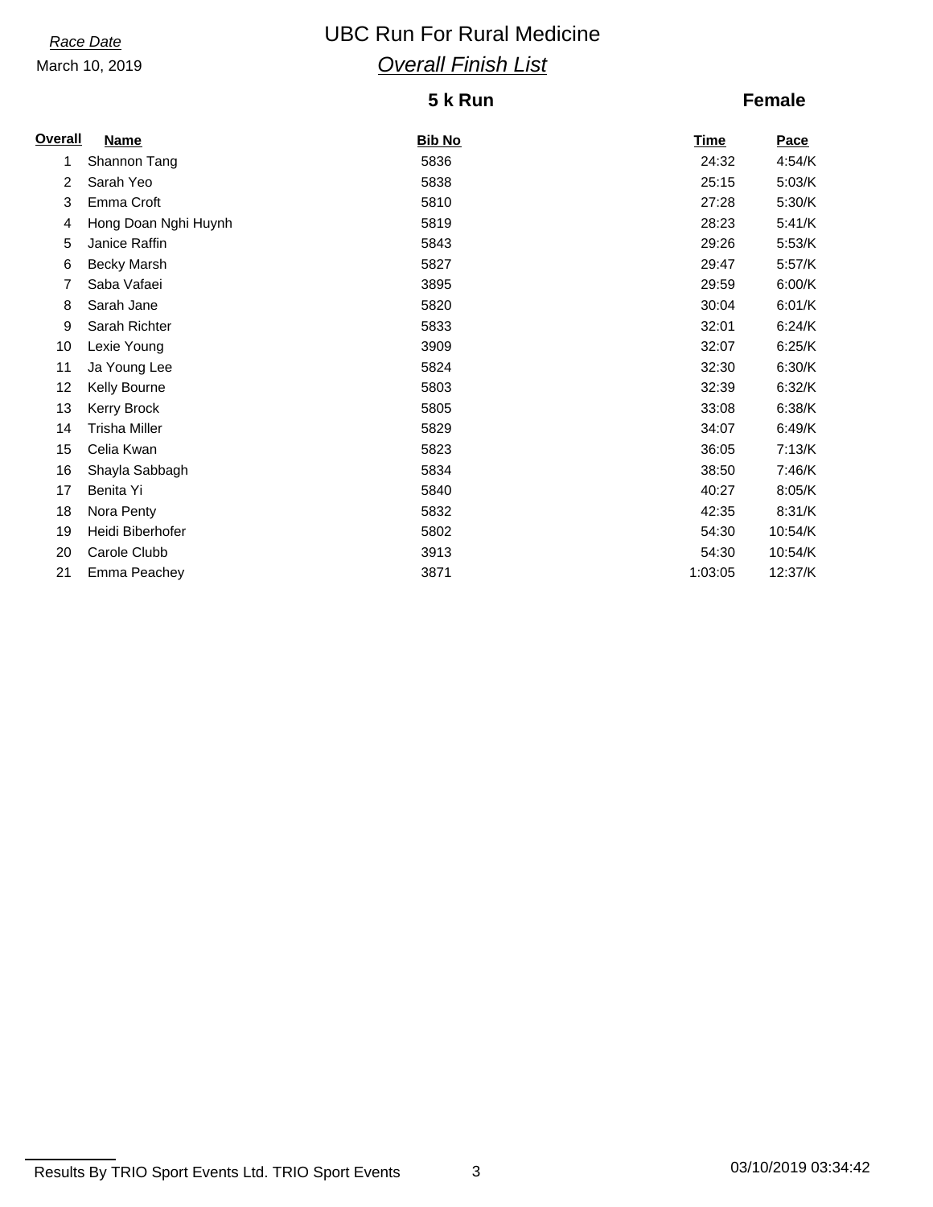*Race Date*

March 10, 2019

# UBC Run For Rural Medicine

## *Overall Finish List*

### 5 k Run

### Female

| Overall | Name | Bib No | Time | Pace |
|---|---|---|---|---|
| 1 | Shannon Tang | 5836 | 24:32 | 4:54/K |
| 2 | Sarah Yeo | 5838 | 25:15 | 5:03/K |
| 3 | Emma Croft | 5810 | 27:28 | 5:30/K |
| 4 | Hong Doan Nghi Huynh | 5819 | 28:23 | 5:41/K |
| 5 | Janice Raffin | 5843 | 29:26 | 5:53/K |
| 6 | Becky Marsh | 5827 | 29:47 | 5:57/K |
| 7 | Saba Vafaei | 3895 | 29:59 | 6:00/K |
| 8 | Sarah Jane | 5820 | 30:04 | 6:01/K |
| 9 | Sarah Richter | 5833 | 32:01 | 6:24/K |
| 10 | Lexie Young | 3909 | 32:07 | 6:25/K |
| 11 | Ja Young Lee | 5824 | 32:30 | 6:30/K |
| 12 | Kelly Bourne | 5803 | 32:39 | 6:32/K |
| 13 | Kerry Brock | 5805 | 33:08 | 6:38/K |
| 14 | Trisha Miller | 5829 | 34:07 | 6:49/K |
| 15 | Celia Kwan | 5823 | 36:05 | 7:13/K |
| 16 | Shayla Sabbagh | 5834 | 38:50 | 7:46/K |
| 17 | Benita Yi | 5840 | 40:27 | 8:05/K |
| 18 | Nora Penty | 5832 | 42:35 | 8:31/K |
| 19 | Heidi Biberhofer | 5802 | 54:30 | 10:54/K |
| 20 | Carole Clubb | 3913 | 54:30 | 10:54/K |
| 21 | Emma Peachey | 3871 | 1:03:05 | 12:37/K |

Results By TRIO Sport Events Ltd. TRIO Sport Events

03/10/2019 03:34:42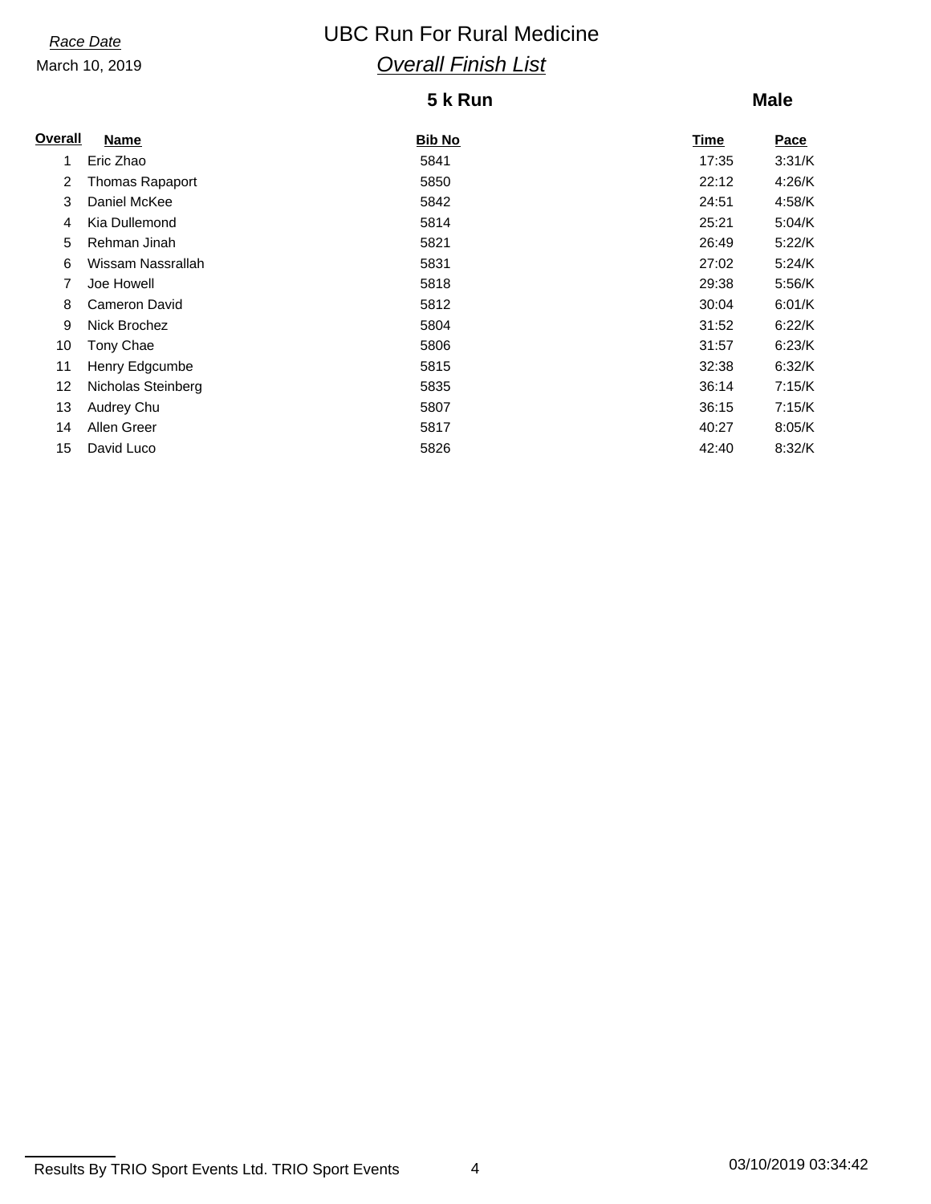*Race Date*

March 10, 2019

# UBC Run For Rural Medicine

## *Overall Finish List*

### 5 k Run

### Male

| Overall | Name | Bib No | Time | Pace |
|---|---|---|---|---|
| 1 | Eric Zhao | 5841 | 17:35 | 3:31/K |
| 2 | Thomas Rapaport | 5850 | 22:12 | 4:26/K |
| 3 | Daniel McKee | 5842 | 24:51 | 4:58/K |
| 4 | Kia Dullemond | 5814 | 25:21 | 5:04/K |
| 5 | Rehman Jinah | 5821 | 26:49 | 5:22/K |
| 6 | Wissam Nassrallah | 5831 | 27:02 | 5:24/K |
| 7 | Joe Howell | 5818 | 29:38 | 5:56/K |
| 8 | Cameron David | 5812 | 30:04 | 6:01/K |
| 9 | Nick Brochez | 5804 | 31:52 | 6:22/K |
| 10 | Tony Chae | 5806 | 31:57 | 6:23/K |
| 11 | Henry Edgcumbe | 5815 | 32:38 | 6:32/K |
| 12 | Nicholas Steinberg | 5835 | 36:14 | 7:15/K |
| 13 | Audrey Chu | 5807 | 36:15 | 7:15/K |
| 14 | Allen Greer | 5817 | 40:27 | 8:05/K |
| 15 | David Luco | 5826 | 42:40 | 8:32/K |

Results By TRIO Sport Events Ltd. TRIO Sport Events

03/10/2019 03:34:42